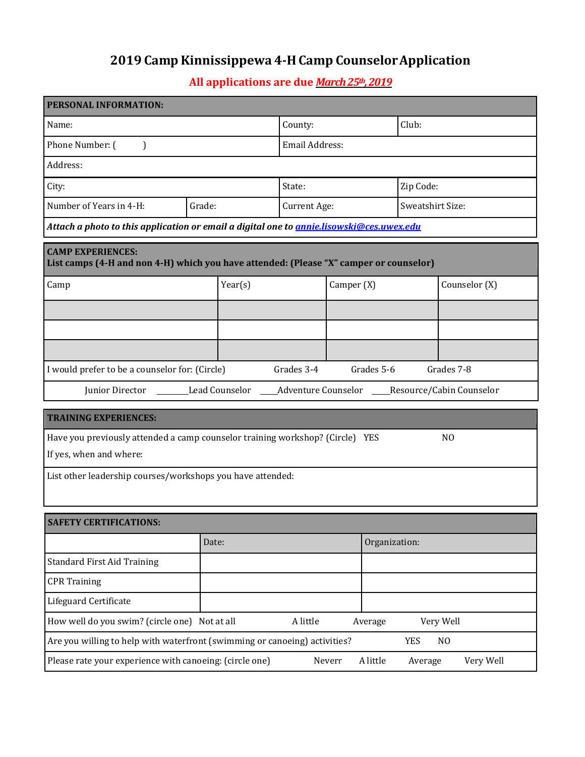# 2019 Camp Kinnissippewa 4-H Camp Counselor Application

**All applications are due *March 25th, 2019***

| **PERSONAL INFORMATION:** | | | |
|---|---|---|---|
| Name: | | County: | Club: |
| Phone Number: (        ) | | Email Address: | |
| Address: | | | |
| City: | | State: | Zip Code: |
| Number of Years in 4-H: | Grade: | Current Age: | Sweatshirt Size: |
| ***Attach a photo to this application or email a digital one to annie.lisowski@ces.uwex.edu*** | | | |

| **CAMP EXPERIENCES:** **List camps (4-H and non 4-H) which you have attended: (Please "X" camper or counselor)** | | | |
|---|---|---|---|
| Camp | Year(s) | Camper (X) | Counselor (X) |
| | | | |
| | | | |
| | | | |
| I would prefer to be a counselor for: (Circle) | Grades 3-4 | Grades 5-6 | Grades 7-8 |
| Junior Director | ______Lead Counselor | ____Adventure Counselor | ____Resource/Cabin Counselor |

| **TRAINING EXPERIENCES:** |
|---|
| Have you previously attended a camp counselor training workshop? (Circle) YES NO<br>If yes, when and where: |
| List other leadership courses/workshops you have attended: |

| **SAFETY CERTIFICATIONS:** | | |
|---|---|---|
| | Date: | Organization: |
| Standard First Aid Training | | |
| CPR Training | | |
| Lifeguard Certificate | | |
| How well do you swim? (circle one) Not at all A little Average Very Well | | |
| Are you willing to help with waterfront (swimming or canoeing) activities? YES NO | | |
| Please rate your experience with canoeing: (circle one) Neverr A little Average Very Well | | |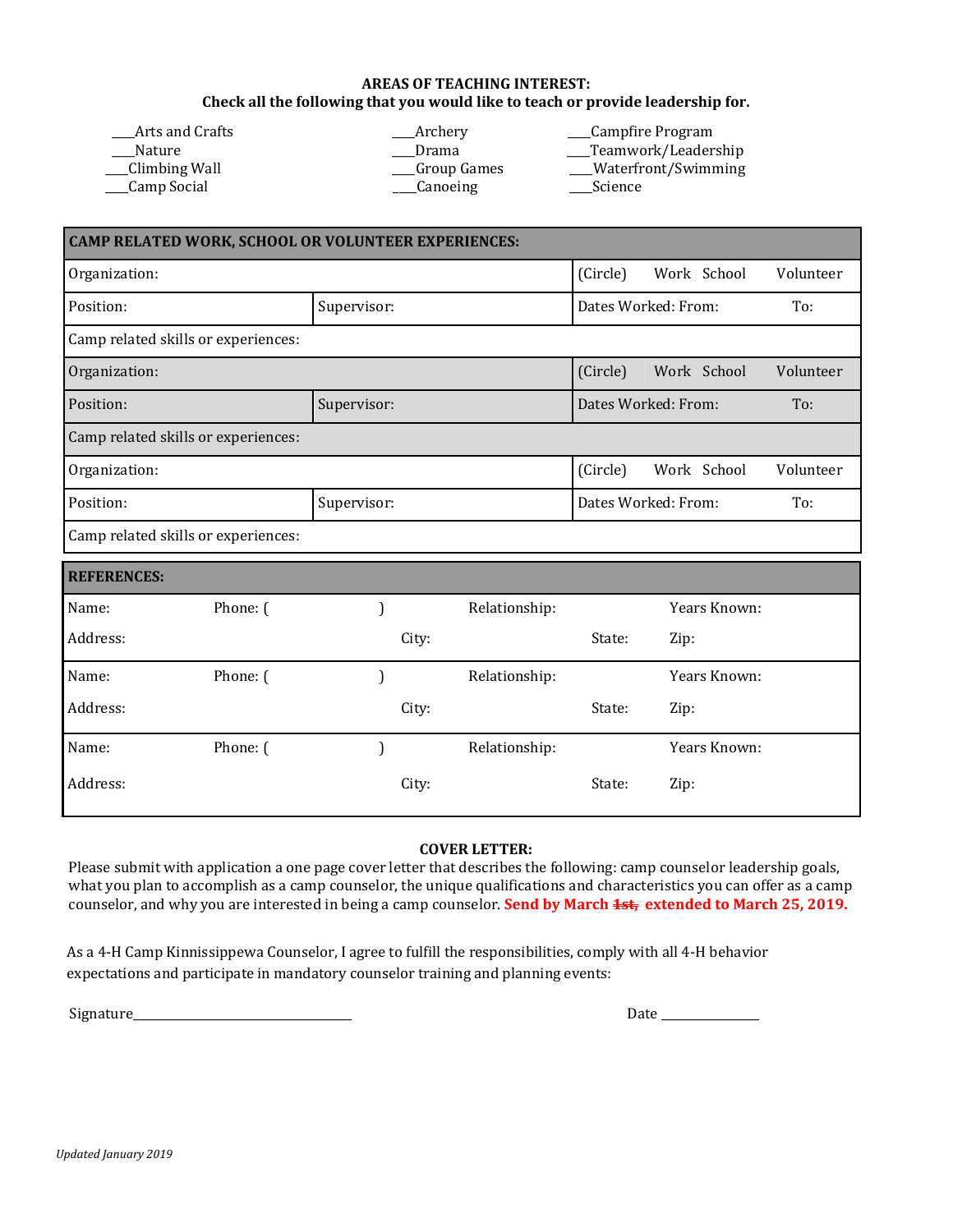**AREAS OF TEACHING INTEREST:**
**Check all the following that you would like to teach or provide leadership for.**

___Arts and Crafts
___Nature
___Climbing Wall
___Camp Social
___Archery
___Drama
___Group Games
___Canoeing
___Campfire Program
___Teamwork/Leadership
___Waterfront/Swimming
___Science

| **CAMP RELATED WORK, SCHOOL OR VOLUNTEER EXPERIENCES:** | | |
|---|---|---|
| Organization: | | (Circle) Work School Volunteer |
| Position: | Supervisor: | Dates Worked: From: To: |
| Camp related skills or experiences: | | |
| Organization: | | (Circle) Work School Volunteer |
| Position: | Supervisor: | Dates Worked: From: To: |
| Camp related skills or experiences: | | |
| Organization: | | (Circle) Work School Volunteer |
| Position: | Supervisor: | Dates Worked: From: To: |
| Camp related skills or experiences: | | |

| **REFERENCES:** | | | | | |
|---|---|---|---|---|---|
| Name: | Phone: ( ) | | Relationship: | | Years Known: |
| Address: | | City: | | State: | Zip: |
| Name: | Phone: ( ) | | Relationship: | | Years Known: |
| Address: | | City: | | State: | Zip: |
| Name: | Phone: ( ) | | Relationship: | | Years Known: |
| Address: | | City: | | State: | Zip: |

**COVER LETTER:**

Please submit with application a one page cover letter that describes the following: camp counselor leadership goals, what you plan to accomplish as a camp counselor, the unique qualifications and characteristics you can offer as a camp counselor, and why you are interested in being a camp counselor. **Send by March ~~1st,~~ extended to March 25, 2019.**

As a 4-H Camp Kinnissippewa Counselor, I agree to fulfill the responsibilities, comply with all 4-H behavior expectations and participate in mandatory counselor training and planning events:

Signature________________________________ Date ______________

*Updated January 2019*